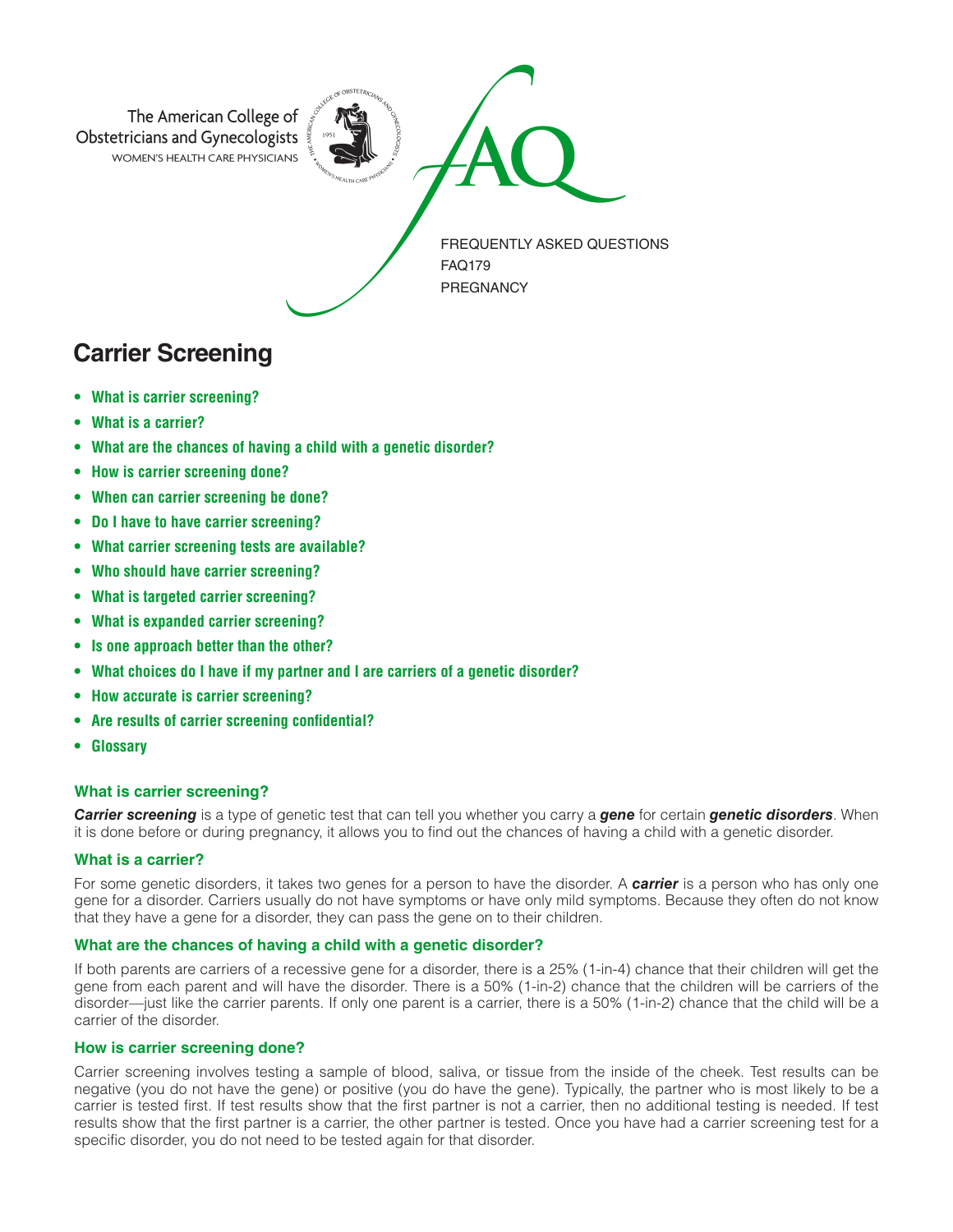The American College of Obstetricians and Gynecologists
WOMEN'S HEALTH CARE PHYSICIANS

FAQ

FREQUENTLY ASKED QUESTIONS
FAQ179
PREGNANCY

# Carrier Screening

- **What is carrier screening?**
- **What is a carrier?**
- **What are the chances of having a child with a genetic disorder?**
- **How is carrier screening done?**
- **When can carrier screening be done?**
- **Do I have to have carrier screening?**
- **What carrier screening tests are available?**
- **Who should have carrier screening?**
- **What is targeted carrier screening?**
- **What is expanded carrier screening?**
- **Is one approach better than the other?**
- **What choices do I have if my partner and I are carriers of a genetic disorder?**
- **How accurate is carrier screening?**
- **Are results of carrier screening confidential?**
- **Glossary**

### What is carrier screening?

***Carrier screening*** is a type of genetic test that can tell you whether you carry a ***gene*** for certain ***genetic disorders***. When it is done before or during pregnancy, it allows you to find out the chances of having a child with a genetic disorder.

### What is a carrier?

For some genetic disorders, it takes two genes for a person to have the disorder. A ***carrier*** is a person who has only one gene for a disorder. Carriers usually do not have symptoms or have only mild symptoms. Because they often do not know that they have a gene for a disorder, they can pass the gene on to their children.

### What are the chances of having a child with a genetic disorder?

If both parents are carriers of a recessive gene for a disorder, there is a 25% (1-in-4) chance that their children will get the gene from each parent and will have the disorder. There is a 50% (1-in-2) chance that the children will be carriers of the disorder—just like the carrier parents. If only one parent is a carrier, there is a 50% (1-in-2) chance that the child will be a carrier of the disorder.

### How is carrier screening done?

Carrier screening involves testing a sample of blood, saliva, or tissue from the inside of the cheek. Test results can be negative (you do not have the gene) or positive (you do have the gene). Typically, the partner who is most likely to be a carrier is tested first. If test results show that the first partner is not a carrier, then no additional testing is needed. If test results show that the first partner is a carrier, the other partner is tested. Once you have had a carrier screening test for a specific disorder, you do not need to be tested again for that disorder.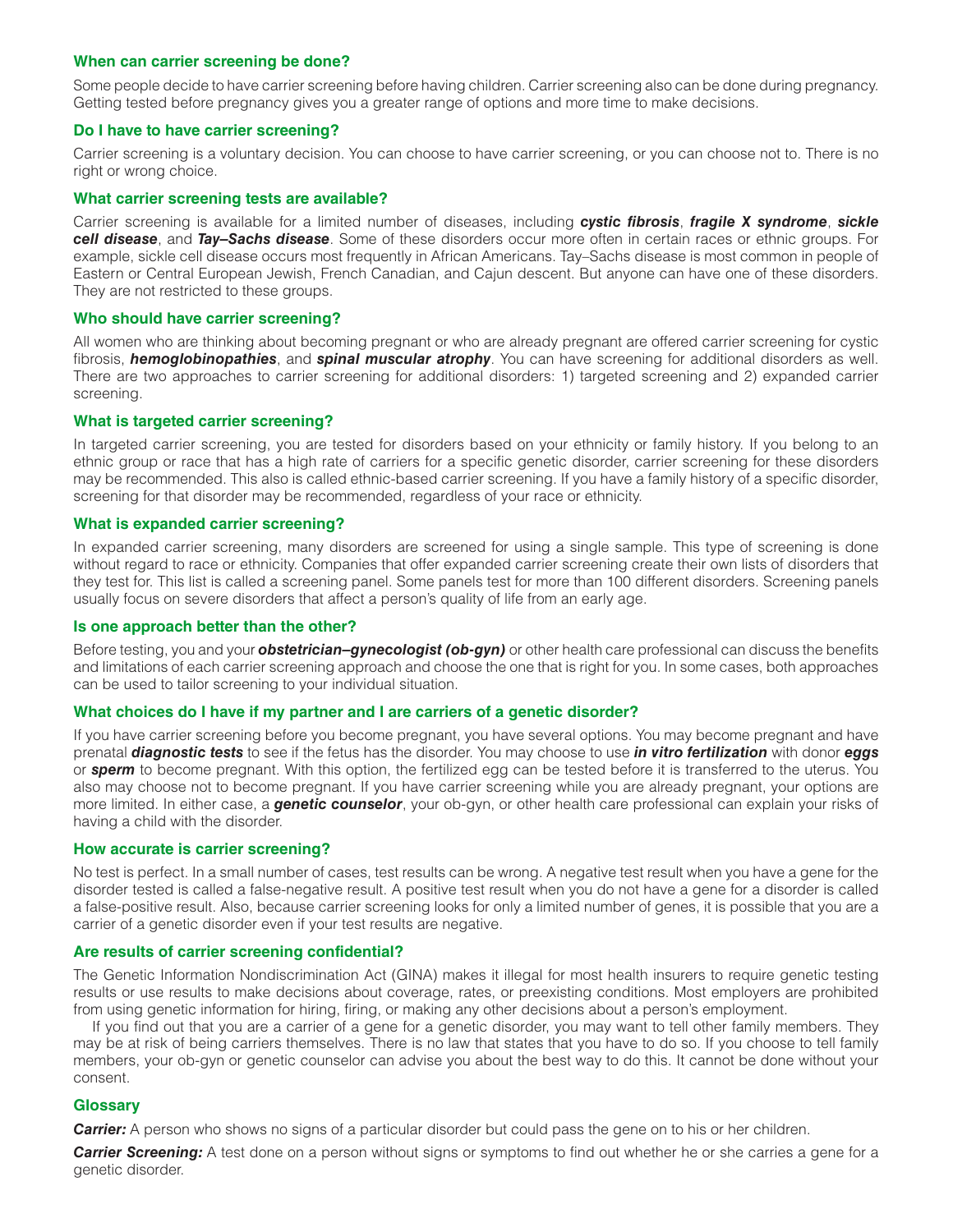### When can carrier screening be done?

Some people decide to have carrier screening before having children. Carrier screening also can be done during pregnancy. Getting tested before pregnancy gives you a greater range of options and more time to make decisions.

### Do I have to have carrier screening?

Carrier screening is a voluntary decision. You can choose to have carrier screening, or you can choose not to. There is no right or wrong choice.

### What carrier screening tests are available?

Carrier screening is available for a limited number of diseases, including ***cystic fibrosis***, ***fragile X syndrome***, ***sickle cell disease***, and ***Tay–Sachs disease***. Some of these disorders occur more often in certain races or ethnic groups. For example, sickle cell disease occurs most frequently in African Americans. Tay–Sachs disease is most common in people of Eastern or Central European Jewish, French Canadian, and Cajun descent. But anyone can have one of these disorders. They are not restricted to these groups.

### Who should have carrier screening?

All women who are thinking about becoming pregnant or who are already pregnant are offered carrier screening for cystic fibrosis, ***hemoglobinopathies***, and ***spinal muscular atrophy***. You can have screening for additional disorders as well. There are two approaches to carrier screening for additional disorders: 1) targeted screening and 2) expanded carrier screening.

### What is targeted carrier screening?

In targeted carrier screening, you are tested for disorders based on your ethnicity or family history. If you belong to an ethnic group or race that has a high rate of carriers for a specific genetic disorder, carrier screening for these disorders may be recommended. This also is called ethnic-based carrier screening. If you have a family history of a specific disorder, screening for that disorder may be recommended, regardless of your race or ethnicity.

### What is expanded carrier screening?

In expanded carrier screening, many disorders are screened for using a single sample. This type of screening is done without regard to race or ethnicity. Companies that offer expanded carrier screening create their own lists of disorders that they test for. This list is called a screening panel. Some panels test for more than 100 different disorders. Screening panels usually focus on severe disorders that affect a person's quality of life from an early age.

### Is one approach better than the other?

Before testing, you and your ***obstetrician–gynecologist (ob-gyn)*** or other health care professional can discuss the benefits and limitations of each carrier screening approach and choose the one that is right for you. In some cases, both approaches can be used to tailor screening to your individual situation.

### What choices do I have if my partner and I are carriers of a genetic disorder?

If you have carrier screening before you become pregnant, you have several options. You may become pregnant and have prenatal ***diagnostic tests*** to see if the fetus has the disorder. You may choose to use ***in vitro fertilization*** with donor ***eggs*** or ***sperm*** to become pregnant. With this option, the fertilized egg can be tested before it is transferred to the uterus. You also may choose not to become pregnant. If you have carrier screening while you are already pregnant, your options are more limited. In either case, a ***genetic counselor***, your ob-gyn, or other health care professional can explain your risks of having a child with the disorder.

### How accurate is carrier screening?

No test is perfect. In a small number of cases, test results can be wrong. A negative test result when you have a gene for the disorder tested is called a false-negative result. A positive test result when you do not have a gene for a disorder is called a false-positive result. Also, because carrier screening looks for only a limited number of genes, it is possible that you are a carrier of a genetic disorder even if your test results are negative.

### Are results of carrier screening confidential?

The Genetic Information Nondiscrimination Act (GINA) makes it illegal for most health insurers to require genetic testing results or use results to make decisions about coverage, rates, or preexisting conditions. Most employers are prohibited from using genetic information for hiring, firing, or making any other decisions about a person's employment.

If you find out that you are a carrier of a gene for a genetic disorder, you may want to tell other family members. They may be at risk of being carriers themselves. There is no law that states that you have to do so. If you choose to tell family members, your ob-gyn or genetic counselor can advise you about the best way to do this. It cannot be done without your consent.

### Glossary

***Carrier:*** A person who shows no signs of a particular disorder but could pass the gene on to his or her children.

***Carrier Screening:*** A test done on a person without signs or symptoms to find out whether he or she carries a gene for a genetic disorder.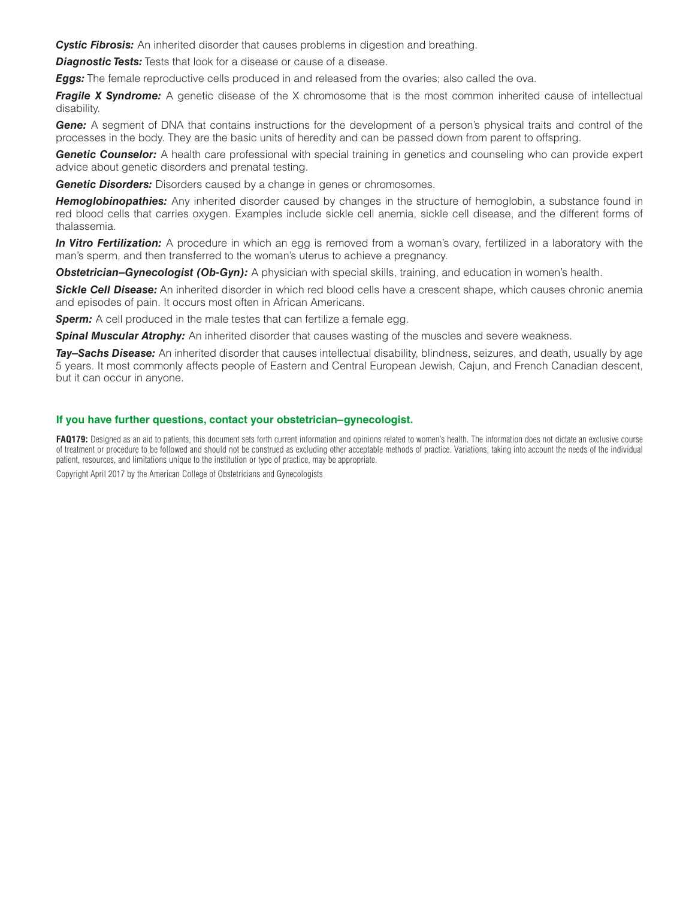***Cystic Fibrosis:*** An inherited disorder that causes problems in digestion and breathing.

***Diagnostic Tests:*** Tests that look for a disease or cause of a disease.

***Eggs:*** The female reproductive cells produced in and released from the ovaries; also called the ova.

***Fragile X Syndrome:*** A genetic disease of the X chromosome that is the most common inherited cause of intellectual disability.

***Gene:*** A segment of DNA that contains instructions for the development of a person's physical traits and control of the processes in the body. They are the basic units of heredity and can be passed down from parent to offspring.

***Genetic Counselor:*** A health care professional with special training in genetics and counseling who can provide expert advice about genetic disorders and prenatal testing.

***Genetic Disorders:*** Disorders caused by a change in genes or chromosomes.

***Hemoglobinopathies:*** Any inherited disorder caused by changes in the structure of hemoglobin, a substance found in red blood cells that carries oxygen. Examples include sickle cell anemia, sickle cell disease, and the different forms of thalassemia.

***In Vitro Fertilization:*** A procedure in which an egg is removed from a woman's ovary, fertilized in a laboratory with the man's sperm, and then transferred to the woman's uterus to achieve a pregnancy.

***Obstetrician–Gynecologist (Ob-Gyn):*** A physician with special skills, training, and education in women's health.

***Sickle Cell Disease:*** An inherited disorder in which red blood cells have a crescent shape, which causes chronic anemia and episodes of pain. It occurs most often in African Americans.

***Sperm:*** A cell produced in the male testes that can fertilize a female egg.

***Spinal Muscular Atrophy:*** An inherited disorder that causes wasting of the muscles and severe weakness.

***Tay–Sachs Disease:*** An inherited disorder that causes intellectual disability, blindness, seizures, and death, usually by age 5 years. It most commonly affects people of Eastern and Central European Jewish, Cajun, and French Canadian descent, but it can occur in anyone.

**If you have further questions, contact your obstetrician–gynecologist.**

**FAQ179:** Designed as an aid to patients, this document sets forth current information and opinions related to women's health. The information does not dictate an exclusive course of treatment or procedure to be followed and should not be construed as excluding other acceptable methods of practice. Variations, taking into account the needs of the individual patient, resources, and limitations unique to the institution or type of practice, may be appropriate.

Copyright April 2017 by the American College of Obstetricians and Gynecologists